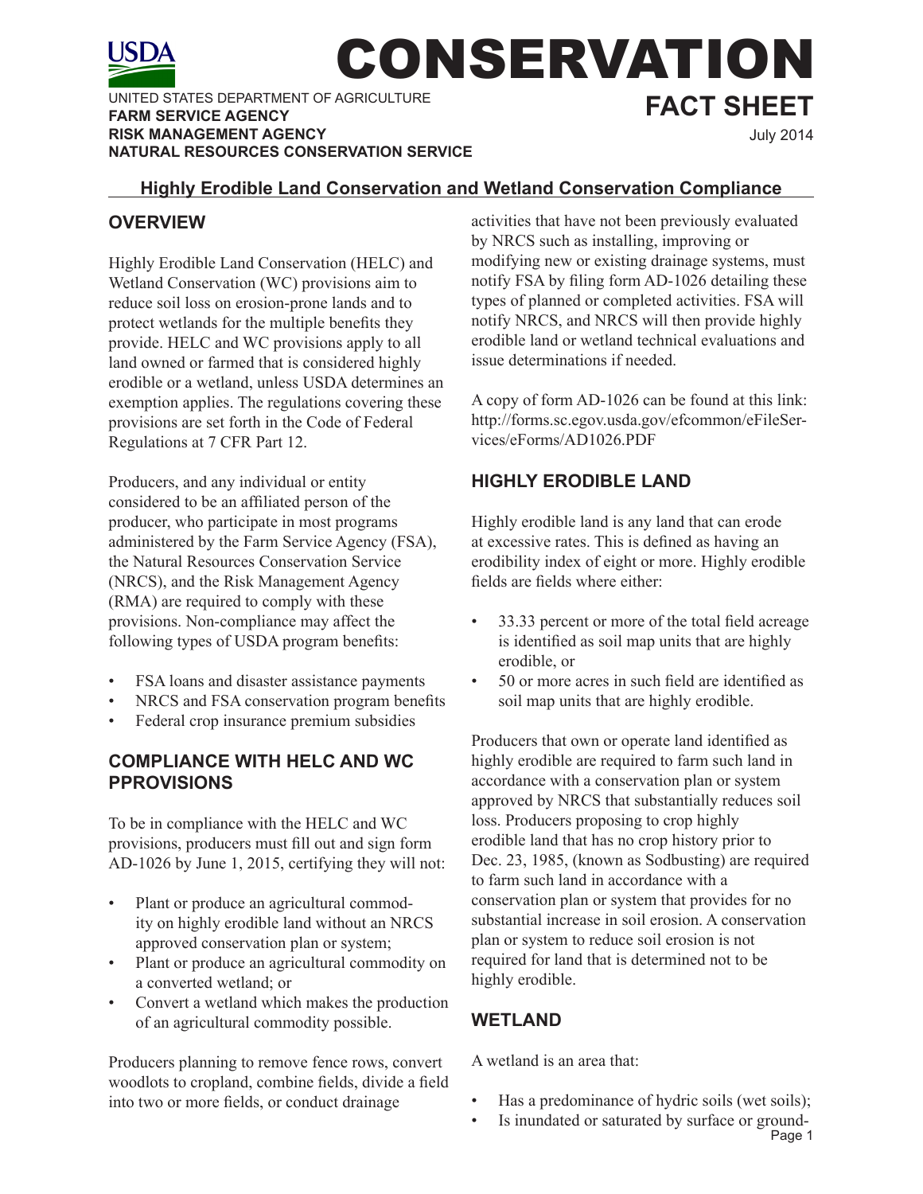USDA

# CONSERVATION FACT SHEET

UNITED STATES DEPARTMENT OF AGRICULTURE
**FARM SERVICE AGENCY**
**RISK MANAGEMENT AGENCY**
**NATURAL RESOURCES CONSERVATION SERVICE**

July 2014

## Highly Erodible Land Conservation and Wetland Conservation Compliance

### OVERVIEW

Highly Erodible Land Conservation (HELC) and Wetland Conservation (WC) provisions aim to reduce soil loss on erosion-prone lands and to protect wetlands for the multiple benefits they provide. HELC and WC provisions apply to all land owned or farmed that is considered highly erodible or a wetland, unless USDA determines an exemption applies. The regulations covering these provisions are set forth in the Code of Federal Regulations at 7 CFR Part 12.

Producers, and any individual or entity considered to be an affiliated person of the producer, who participate in most programs administered by the Farm Service Agency (FSA), the Natural Resources Conservation Service (NRCS), and the Risk Management Agency (RMA) are required to comply with these provisions. Non-compliance may affect the following types of USDA program benefits:

- FSA loans and disaster assistance payments
- NRCS and FSA conservation program benefits
- Federal crop insurance premium subsidies

### COMPLIANCE WITH HELC AND WC PPROVISIONS

To be in compliance with the HELC and WC provisions, producers must fill out and sign form AD-1026 by June 1, 2015, certifying they will not:

- Plant or produce an agricultural commodity on highly erodible land without an NRCS approved conservation plan or system;
- Plant or produce an agricultural commodity on a converted wetland; or
- Convert a wetland which makes the production of an agricultural commodity possible.

Producers planning to remove fence rows, convert woodlots to cropland, combine fields, divide a field into two or more fields, or conduct drainage activities that have not been previously evaluated by NRCS such as installing, improving or modifying new or existing drainage systems, must notify FSA by filing form AD-1026 detailing these types of planned or completed activities. FSA will notify NRCS, and NRCS will then provide highly erodible land or wetland technical evaluations and issue determinations if needed.

A copy of form AD-1026 can be found at this link: http://forms.sc.egov.usda.gov/efcommon/eFileServices/eForms/AD1026.PDF

### HIGHLY ERODIBLE LAND

Highly erodible land is any land that can erode at excessive rates. This is defined as having an erodibility index of eight or more. Highly erodible fields are fields where either:

- 33.33 percent or more of the total field acreage is identified as soil map units that are highly erodible, or
- 50 or more acres in such field are identified as soil map units that are highly erodible.

Producers that own or operate land identified as highly erodible are required to farm such land in accordance with a conservation plan or system approved by NRCS that substantially reduces soil loss. Producers proposing to crop highly erodible land that has no crop history prior to Dec. 23, 1985, (known as Sodbusting) are required to farm such land in accordance with a conservation plan or system that provides for no substantial increase in soil erosion. A conservation plan or system to reduce soil erosion is not required for land that is determined not to be highly erodible.

### WETLAND

A wetland is an area that:

- Has a predominance of hydric soils (wet soils);
- Is inundated or saturated by surface or ground-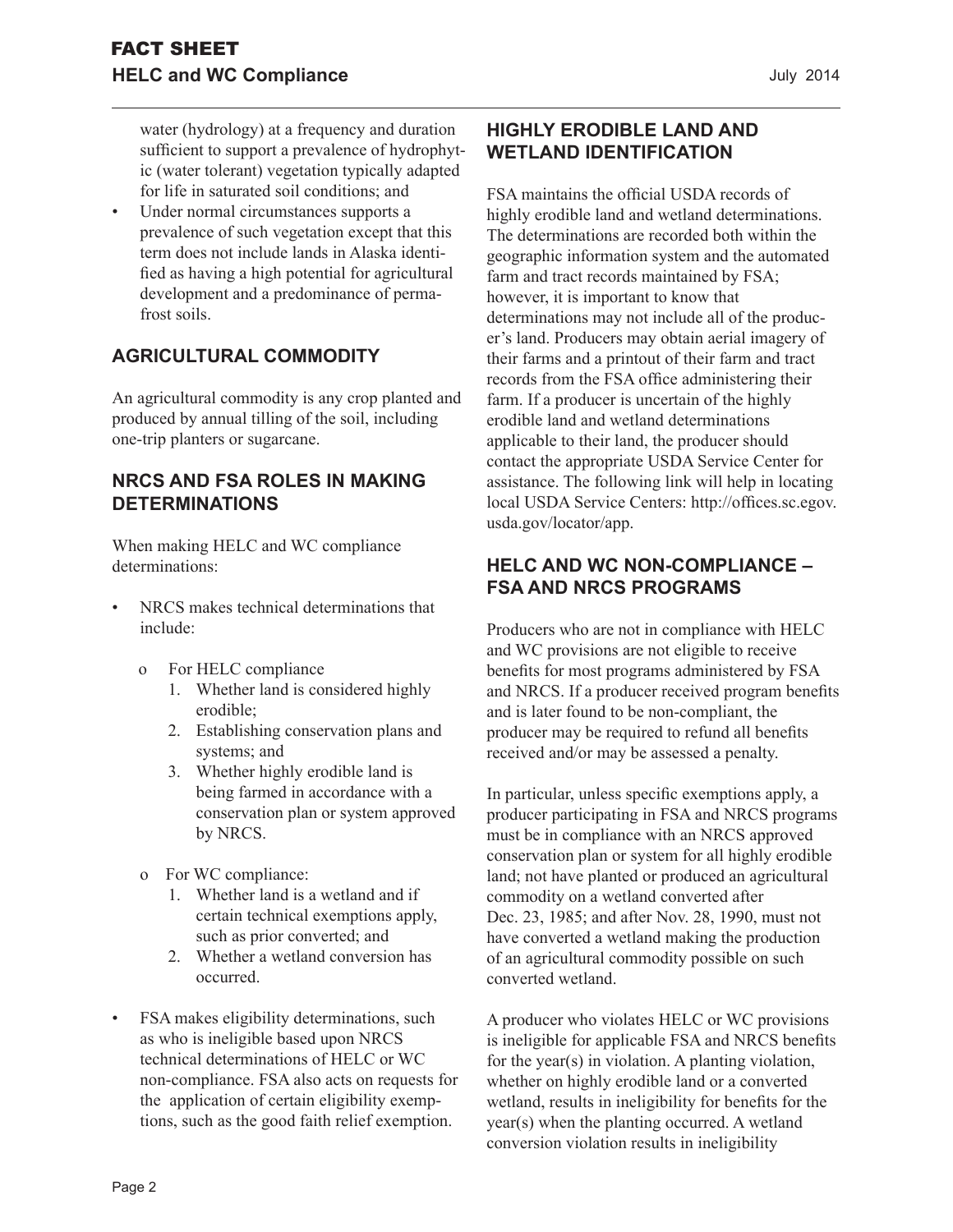water (hydrology) at a frequency and duration sufficient to support a prevalence of hydrophytic (water tolerant) vegetation typically adapted for life in saturated soil conditions; and

- Under normal circumstances supports a prevalence of such vegetation except that this term does not include lands in Alaska identified as having a high potential for agricultural development and a predominance of permafrost soils.

## AGRICULTURAL COMMODITY

An agricultural commodity is any crop planted and produced by annual tilling of the soil, including one-trip planters or sugarcane.

## NRCS AND FSA ROLES IN MAKING DETERMINATIONS

When making HELC and WC compliance determinations:

- NRCS makes technical determinations that include:
  - For HELC compliance
    1. Whether land is considered highly erodible;
    2. Establishing conservation plans and systems; and
    3. Whether highly erodible land is being farmed in accordance with a conservation plan or system approved by NRCS.
  - For WC compliance:
    1. Whether land is a wetland and if certain technical exemptions apply, such as prior converted; and
    2. Whether a wetland conversion has occurred.
- FSA makes eligibility determinations, such as who is ineligible based upon NRCS technical determinations of HELC or WC non-compliance. FSA also acts on requests for the application of certain eligibility exemptions, such as the good faith relief exemption.

## HIGHLY ERODIBLE LAND AND WETLAND IDENTIFICATION

FSA maintains the official USDA records of highly erodible land and wetland determinations. The determinations are recorded both within the geographic information system and the automated farm and tract records maintained by FSA; however, it is important to know that determinations may not include all of the producer's land. Producers may obtain aerial imagery of their farms and a printout of their farm and tract records from the FSA office administering their farm. If a producer is uncertain of the highly erodible land and wetland determinations applicable to their land, the producer should contact the appropriate USDA Service Center for assistance. The following link will help in locating local USDA Service Centers: http://offices.sc.egov.usda.gov/locator/app.

## HELC AND WC NON-COMPLIANCE – FSA AND NRCS PROGRAMS

Producers who are not in compliance with HELC and WC provisions are not eligible to receive benefits for most programs administered by FSA and NRCS. If a producer received program benefits and is later found to be non-compliant, the producer may be required to refund all benefits received and/or may be assessed a penalty.

In particular, unless specific exemptions apply, a producer participating in FSA and NRCS programs must be in compliance with an NRCS approved conservation plan or system for all highly erodible land; not have planted or produced an agricultural commodity on a wetland converted after Dec. 23, 1985; and after Nov. 28, 1990, must not have converted a wetland making the production of an agricultural commodity possible on such converted wetland.

A producer who violates HELC or WC provisions is ineligible for applicable FSA and NRCS benefits for the year(s) in violation. A planting violation, whether on highly erodible land or a converted wetland, results in ineligibility for benefits for the year(s) when the planting occurred. A wetland conversion violation results in ineligibility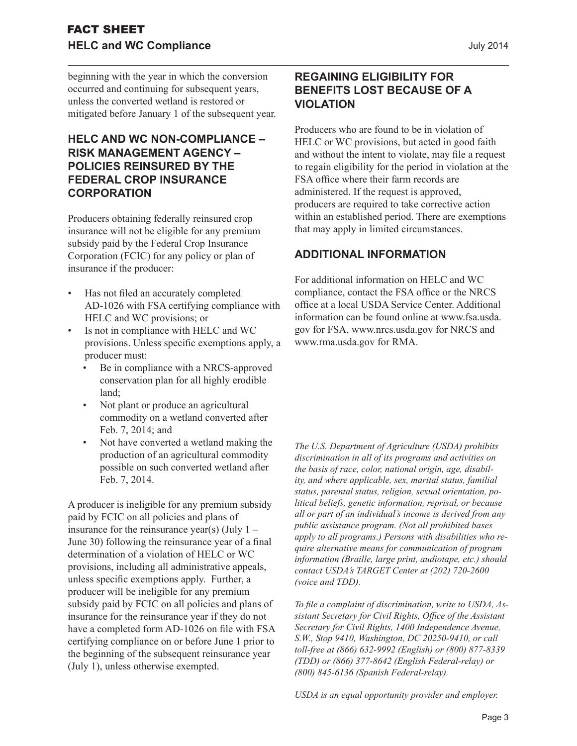beginning with the year in which the conversion occurred and continuing for subsequent years, unless the converted wetland is restored or mitigated before January 1 of the subsequent year.

## HELC AND WC NON-COMPLIANCE – RISK MANAGEMENT AGENCY – POLICIES REINSURED BY THE FEDERAL CROP INSURANCE CORPORATION

Producers obtaining federally reinsured crop insurance will not be eligible for any premium subsidy paid by the Federal Crop Insurance Corporation (FCIC) for any policy or plan of insurance if the producer:

- Has not filed an accurately completed AD-1026 with FSA certifying compliance with HELC and WC provisions; or
- Is not in compliance with HELC and WC provisions. Unless specific exemptions apply, a producer must:
  - Be in compliance with a NRCS-approved conservation plan for all highly erodible land;
  - Not plant or produce an agricultural commodity on a wetland converted after Feb. 7, 2014; and
  - Not have converted a wetland making the production of an agricultural commodity possible on such converted wetland after Feb. 7, 2014.

A producer is ineligible for any premium subsidy paid by FCIC on all policies and plans of insurance for the reinsurance year(s) (July 1 – June 30) following the reinsurance year of a final determination of a violation of HELC or WC provisions, including all administrative appeals, unless specific exemptions apply. Further, a producer will be ineligible for any premium subsidy paid by FCIC on all policies and plans of insurance for the reinsurance year if they do not have a completed form AD-1026 on file with FSA certifying compliance on or before June 1 prior to the beginning of the subsequent reinsurance year (July 1), unless otherwise exempted.

## REGAINING ELIGIBILITY FOR BENEFITS LOST BECAUSE OF A VIOLATION

Producers who are found to be in violation of HELC or WC provisions, but acted in good faith and without the intent to violate, may file a request to regain eligibility for the period in violation at the FSA office where their farm records are administered. If the request is approved, producers are required to take corrective action within an established period. There are exemptions that may apply in limited circumstances.

## ADDITIONAL INFORMATION

For additional information on HELC and WC compliance, contact the FSA office or the NRCS office at a local USDA Service Center. Additional information can be found online at www.fsa.usda.gov for FSA, www.nrcs.usda.gov for NRCS and www.rma.usda.gov for RMA.

*The U.S. Department of Agriculture (USDA) prohibits discrimination in all of its programs and activities on the basis of race, color, national origin, age, disability, and where applicable, sex, marital status, familial status, parental status, religion, sexual orientation, political beliefs, genetic information, reprisal, or because all or part of an individual's income is derived from any public assistance program. (Not all prohibited bases apply to all programs.) Persons with disabilities who require alternative means for communication of program information (Braille, large print, audiotape, etc.) should contact USDA's TARGET Center at (202) 720-2600 (voice and TDD).*

*To file a complaint of discrimination, write to USDA, Assistant Secretary for Civil Rights, Office of the Assistant Secretary for Civil Rights, 1400 Independence Avenue, S.W., Stop 9410, Washington, DC 20250-9410, or call toll-free at (866) 632-9992 (English) or (800) 877-8339 (TDD) or (866) 377-8642 (English Federal-relay) or (800) 845-6136 (Spanish Federal-relay).*

*USDA is an equal opportunity provider and employer.*